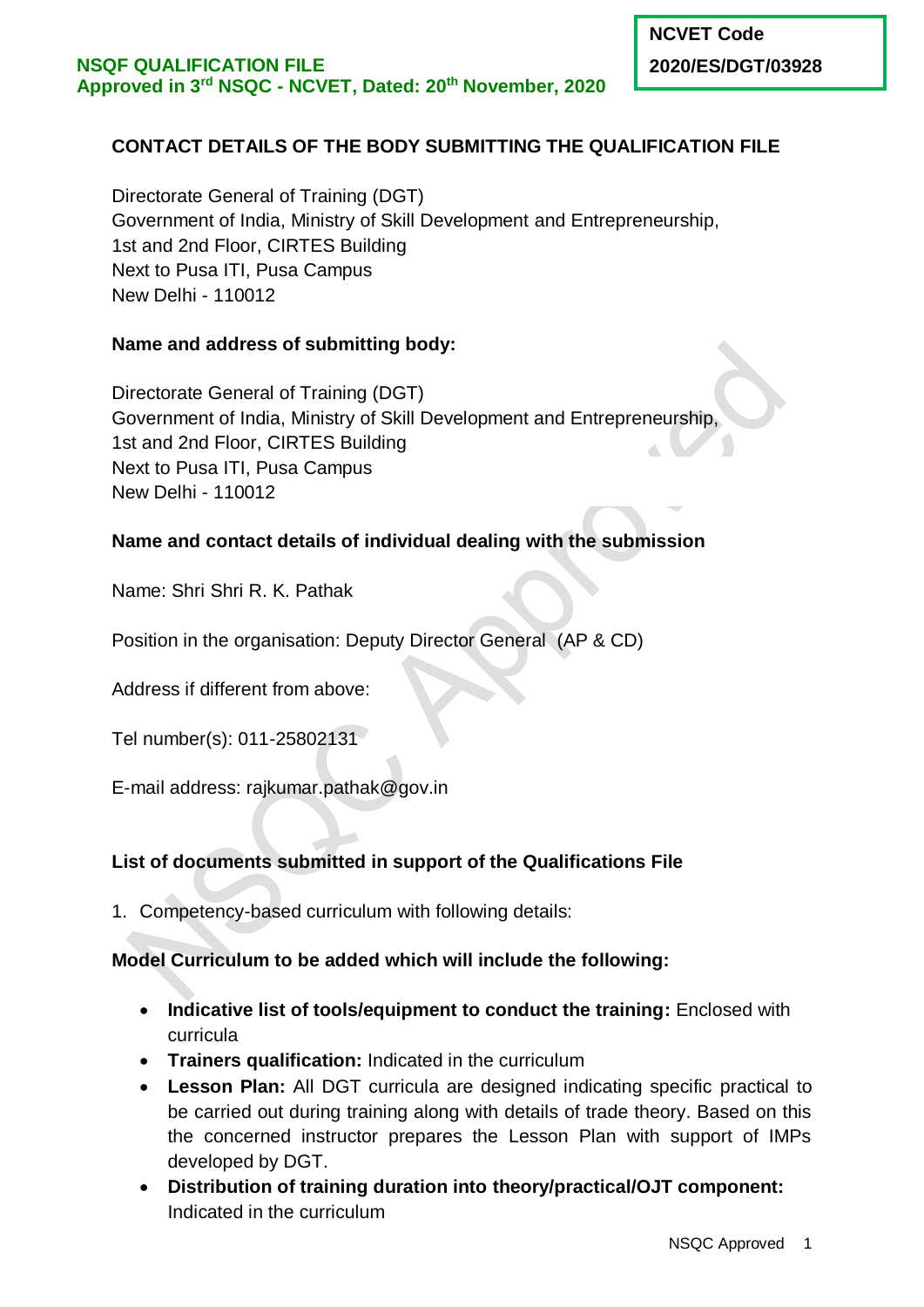**NSQF QUALIFICATION FILE**
**Approved in 3rd NSQC - NCVET, Dated: 20th November, 2020**

| NCVET Code |
|---|
| 2020/ES/DGT/03928 |

**CONTACT DETAILS OF THE BODY SUBMITTING THE QUALIFICATION FILE**

Directorate General of Training (DGT)
Government of India, Ministry of Skill Development and Entrepreneurship,
1st and 2nd Floor, CIRTES Building
Next to Pusa ITI, Pusa Campus
New Delhi - 110012

**Name and address of submitting body:**

Directorate General of Training (DGT)
Government of India, Ministry of Skill Development and Entrepreneurship,
1st and 2nd Floor, CIRTES Building
Next to Pusa ITI, Pusa Campus
New Delhi - 110012

**Name and contact details of individual dealing with the submission**

Name: Shri Shri R. K. Pathak

Position in the organisation: Deputy Director General (AP & CD)

Address if different from above:

Tel number(s): 011-25802131

E-mail address: rajkumar.pathak@gov.in

**List of documents submitted in support of the Qualifications File**

1. Competency-based curriculum with following details:

**Model Curriculum to be added which will include the following:**

- **Indicative list of tools/equipment to conduct the training:** Enclosed with curricula
- **Trainers qualification:** Indicated in the curriculum
- **Lesson Plan:** All DGT curricula are designed indicating specific practical to be carried out during training along with details of trade theory. Based on this the concerned instructor prepares the Lesson Plan with support of IMPs developed by DGT.
- **Distribution of training duration into theory/practical/OJT component:** Indicated in the curriculum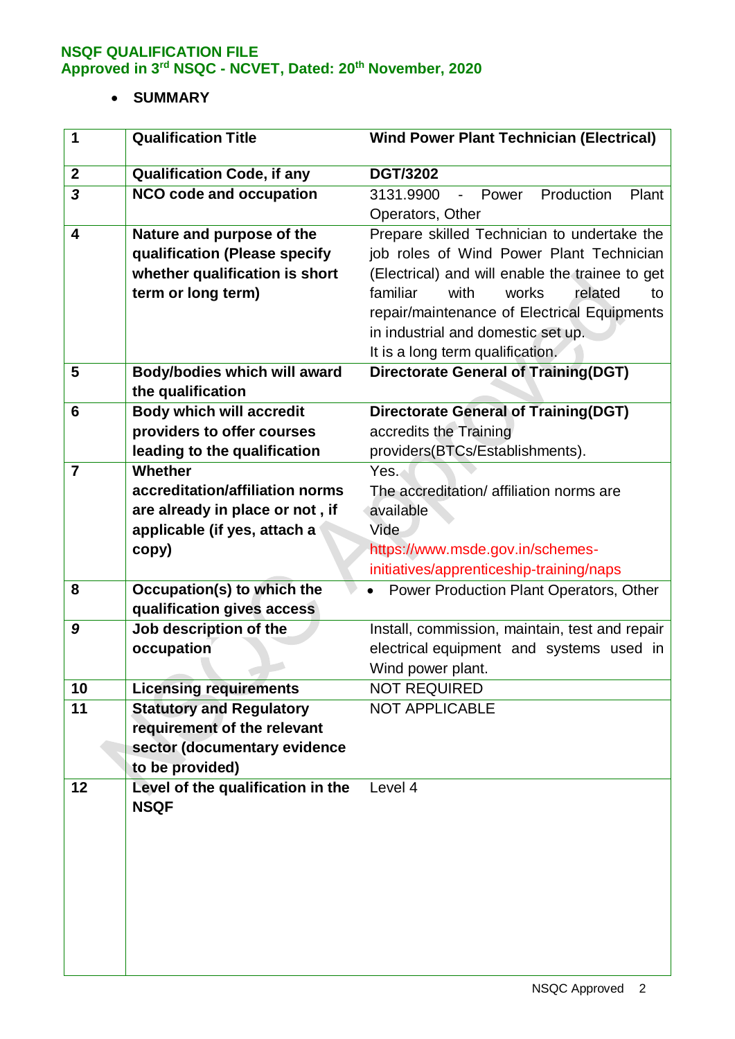**NSQF QUALIFICATION FILE**
**Approved in 3rd NSQC - NCVET, Dated: 20th November, 2020**

- **SUMMARY**

| 1 | **Qualification Title** | **Wind Power Plant Technician (Electrical)** |
|---|---|---|
| 2 | **Qualification Code, if any** | **DGT/3202** |
| 3 | **NCO code and occupation** | 3131.9900 - Power Production Plant Operators, Other |
| 4 | **Nature and purpose of the qualification (Please specify whether qualification is short term or long term)** | Prepare skilled Technician to undertake the job roles of Wind Power Plant Technician (Electrical) and will enable the trainee to get familiar with works related to repair/maintenance of Electrical Equipments in industrial and domestic set up.<br>It is a long term qualification. |
| 5 | **Body/bodies which will award the qualification** | **Directorate General of Training(DGT)** |
| 6 | **Body which will accredit providers to offer courses leading to the qualification** | **Directorate General of Training(DGT)** accredits the Training providers(BTCs/Establishments). |
| 7 | **Whether accreditation/affiliation norms are already in place or not , if applicable (if yes, attach a copy)** | Yes.<br>The accreditation/ affiliation norms are available<br>Vide<br>https://www.msde.gov.in/schemes-initiatives/apprenticeship-training/naps |
| 8 | **Occupation(s) to which the qualification gives access** | • Power Production Plant Operators, Other |
| 9 | **Job description of the occupation** | Install, commission, maintain, test and repair electrical equipment and systems used in Wind power plant. |
| 10 | **Licensing requirements** | NOT REQUIRED |
| 11 | **Statutory and Regulatory requirement of the relevant sector (documentary evidence to be provided)** | NOT APPLICABLE |
| 12 | **Level of the qualification in the NSQF** | Level 4 |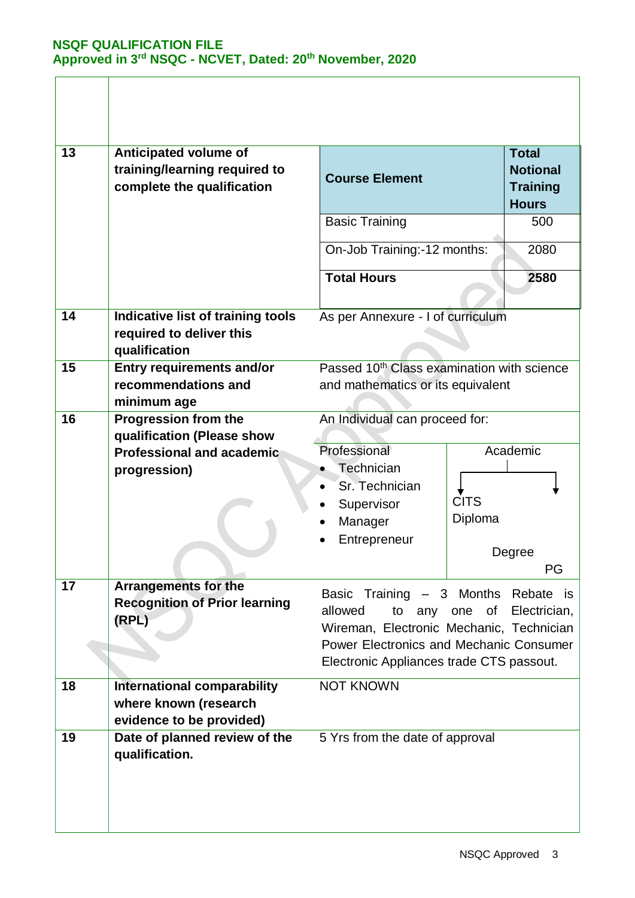**NSQF QUALIFICATION FILE**
**Approved in 3rd NSQC - NCVET, Dated: 20th November, 2020**

| | | | |
|---|---|---|---|
| | | | |
| 13 | **Anticipated volume of training/learning required to complete the qualification** | **Course Element** | **Total Notional Training Hours** |
| | | Basic Training | 500 |
| | | On-Job Training:-12 months: | 2080 |
| | | **Total Hours** | **2580** |
| 14 | **Indicative list of training tools required to deliver this qualification** | As per Annexure - I of curriculum | |
| 15 | **Entry requirements and/or recommendations and minimum age** | Passed 10th Class examination with science and mathematics or its equivalent | |
| 16 | **Progression from the qualification (Please show Professional and academic progression)** | An Individual can proceed for:<br>Professional<br>• Technician<br>• Sr. Technician<br>• Supervisor<br>• Manager<br>• Entrepreneur | Academic<br>CITS<br>Diploma<br>Degree<br>PG |
| 17 | **Arrangements for the Recognition of Prior learning (RPL)** | Basic Training – 3 Months Rebate is allowed to any one of Electrician, Wireman, Electronic Mechanic, Technician Power Electronics and Mechanic Consumer Electronic Appliances trade CTS passout. | |
| 18 | **International comparability where known (research evidence to be provided)** | NOT KNOWN | |
| 19 | **Date of planned review of the qualification.** | 5 Yrs from the date of approval | |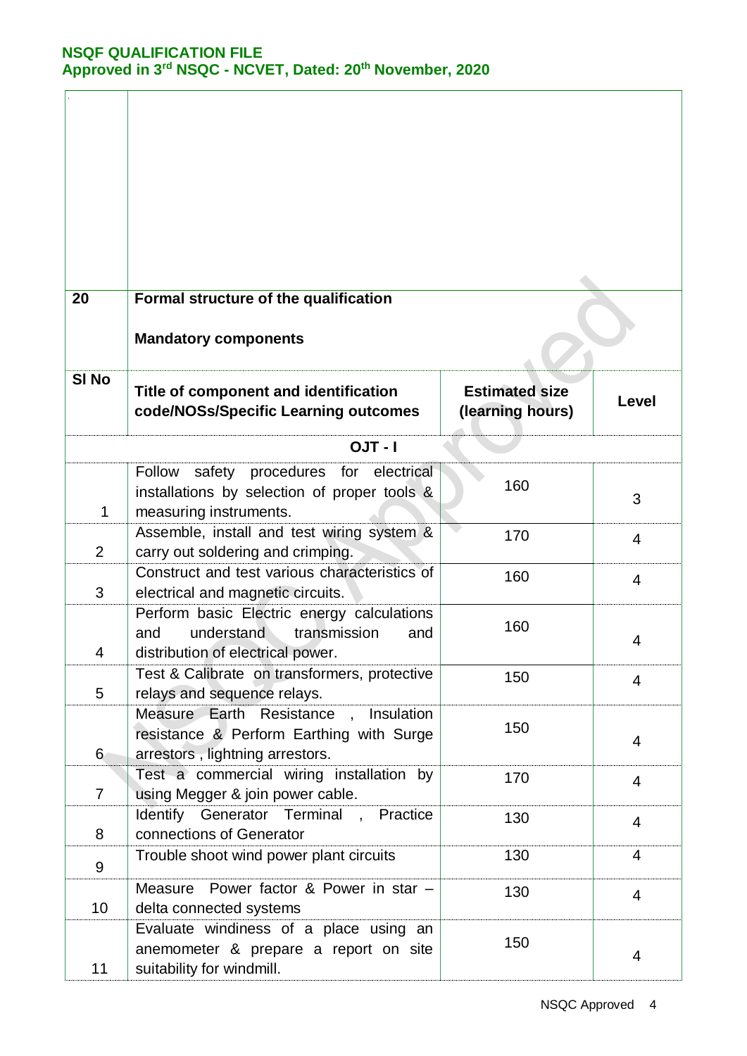| 20 | **Formal structure of the qualification** **Mandatory components** | | |
|---|---|---|---|
| **Sl No** | **Title of component and identification code/NOSs/Specific Learning outcomes** | **Estimated size (learning hours)** | **Level** |
| | **OJT - I** | | |
| 1 | Follow safety procedures for electrical installations by selection of proper tools & measuring instruments. | 160 | 3 |
| 2 | Assemble, install and test wiring system & carry out soldering and crimping. | 170 | 4 |
| 3 | Construct and test various characteristics of electrical and magnetic circuits. | 160 | 4 |
| 4 | Perform basic Electric energy calculations and understand transmission and distribution of electrical power. | 160 | 4 |
| 5 | Test & Calibrate on transformers, protective relays and sequence relays. | 150 | 4 |
| 6 | Measure Earth Resistance , Insulation resistance & Perform Earthing with Surge arrestors , lightning arrestors. | 150 | 4 |
| 7 | Test a commercial wiring installation by using Megger & join power cable. | 170 | 4 |
| 8 | Identify Generator Terminal , Practice connections of Generator | 130 | 4 |
| 9 | Trouble shoot wind power plant circuits | 130 | 4 |
| 10 | Measure Power factor & Power in star – delta connected systems | 130 | 4 |
| 11 | Evaluate windiness of a place using an anemometer & prepare a report on site suitability for windmill. | 150 | 4 |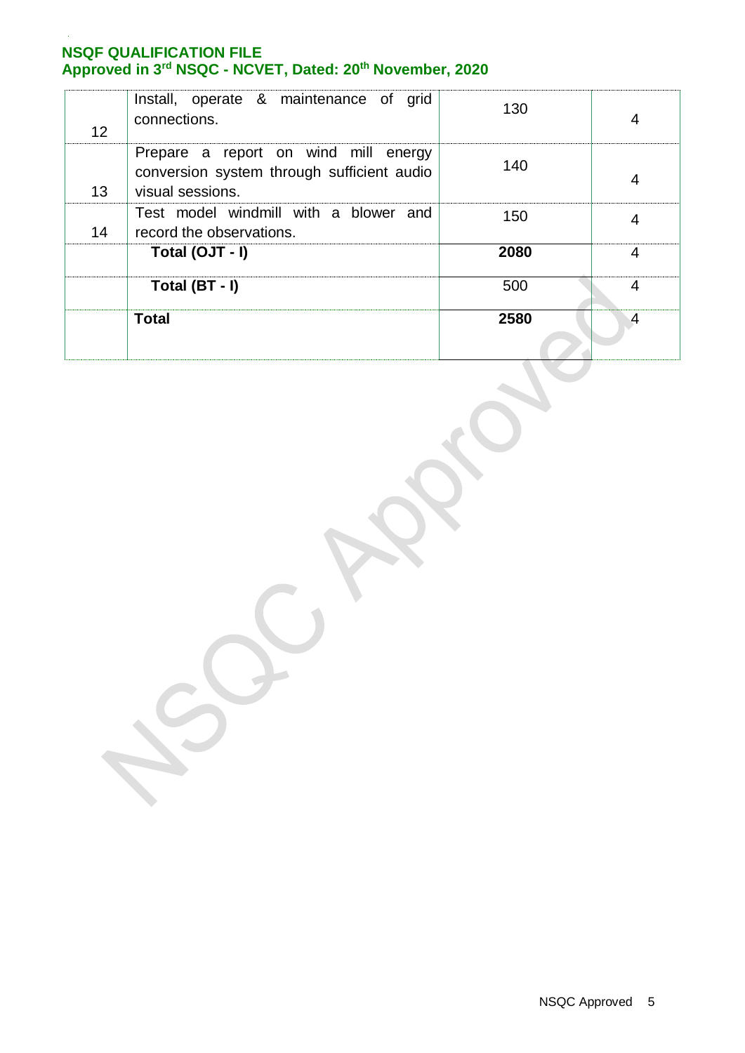| | | | |
|---|---|---|---|
| 12 | Install, operate & maintenance of grid connections. | 130 | 4 |
| 13 | Prepare a report on wind mill energy conversion system through sufficient audio visual sessions. | 140 | 4 |
| 14 | Test model windmill with a blower and record the observations. | 150 | 4 |
| | **Total (OJT - I)** | **2080** | 4 |
| | **Total (BT - I)** | 500 | 4 |
| | **Total** | **2580** | 4 |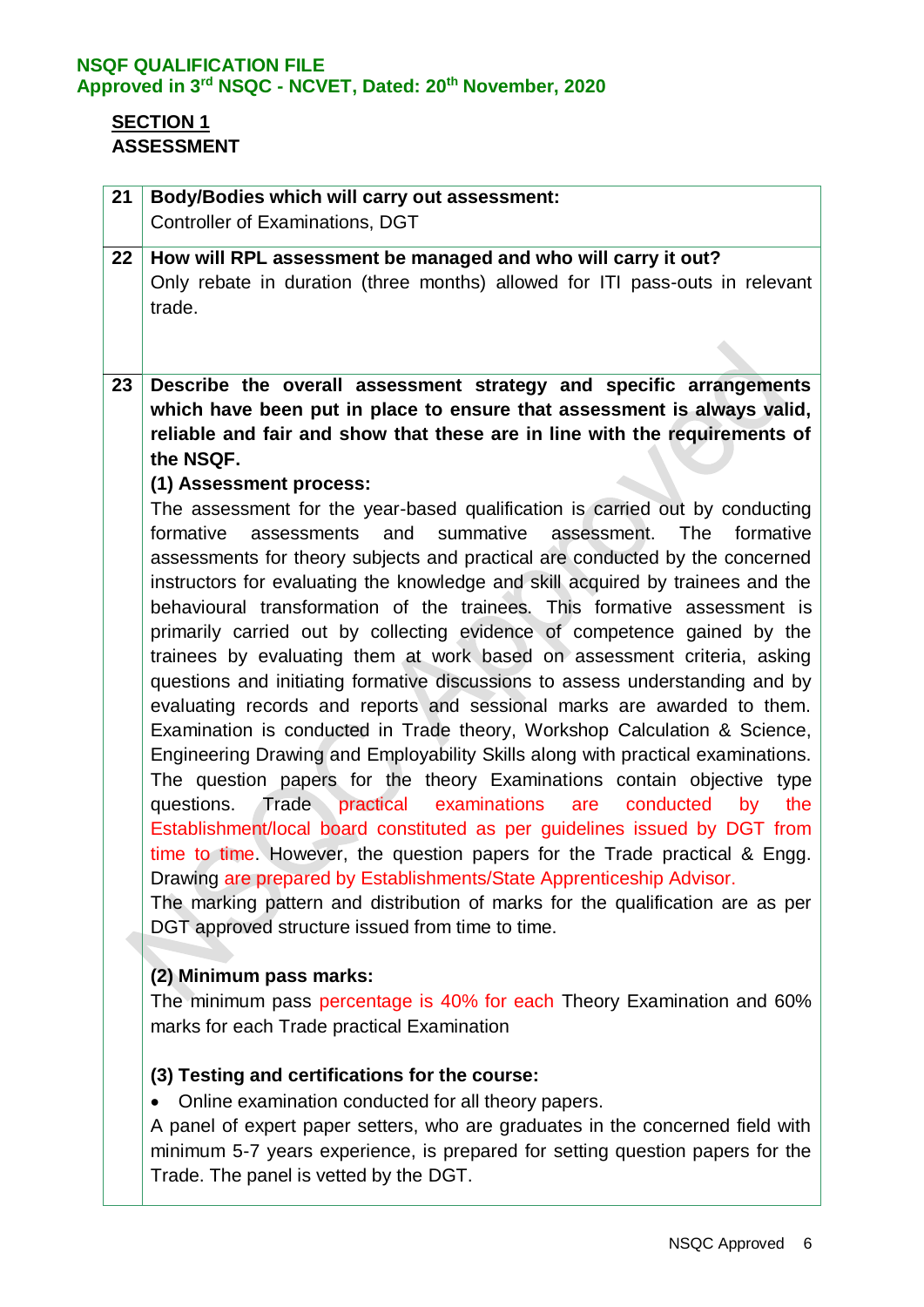**NSQF QUALIFICATION FILE**
**Approved in 3rd NSQC - NCVET, Dated: 20th November, 2020**

## SECTION 1
## ASSESSMENT

| | |
|---|---|
| 21 | **Body/Bodies which will carry out assessment:** Controller of Examinations, DGT |
| 22 | **How will RPL assessment be managed and who will carry it out?** Only rebate in duration (three months) allowed for ITI pass-outs in relevant trade. |
| 23 | **Describe the overall assessment strategy and specific arrangements which have been put in place to ensure that assessment is always valid, reliable and fair and show that these are in line with the requirements of the NSQF.**<br><br>**(1) Assessment process:**<br>The assessment for the year-based qualification is carried out by conducting formative assessments and summative assessment. The formative assessments for theory subjects and practical are conducted by the concerned instructors for evaluating the knowledge and skill acquired by trainees and the behavioural transformation of the trainees. This formative assessment is primarily carried out by collecting evidence of competence gained by the trainees by evaluating them at work based on assessment criteria, asking questions and initiating formative discussions to assess understanding and by evaluating records and reports and sessional marks are awarded to them. Examination is conducted in Trade theory, Workshop Calculation & Science, Engineering Drawing and Employability Skills along with practical examinations. The question papers for the theory Examinations contain objective type questions. Trade practical examinations are conducted by the Establishment/local board constituted as per guidelines issued by DGT from time to time. However, the question papers for the Trade practical & Engg. Drawing are prepared by Establishments/State Apprenticeship Advisor.<br>The marking pattern and distribution of marks for the qualification are as per DGT approved structure issued from time to time.<br><br>**(2) Minimum pass marks:**<br>The minimum pass percentage is 40% for each Theory Examination and 60% marks for each Trade practical Examination<br><br>**(3) Testing and certifications for the course:**<br>• Online examination conducted for all theory papers.<br>A panel of expert paper setters, who are graduates in the concerned field with minimum 5-7 years experience, is prepared for setting question papers for the Trade. The panel is vetted by the DGT. |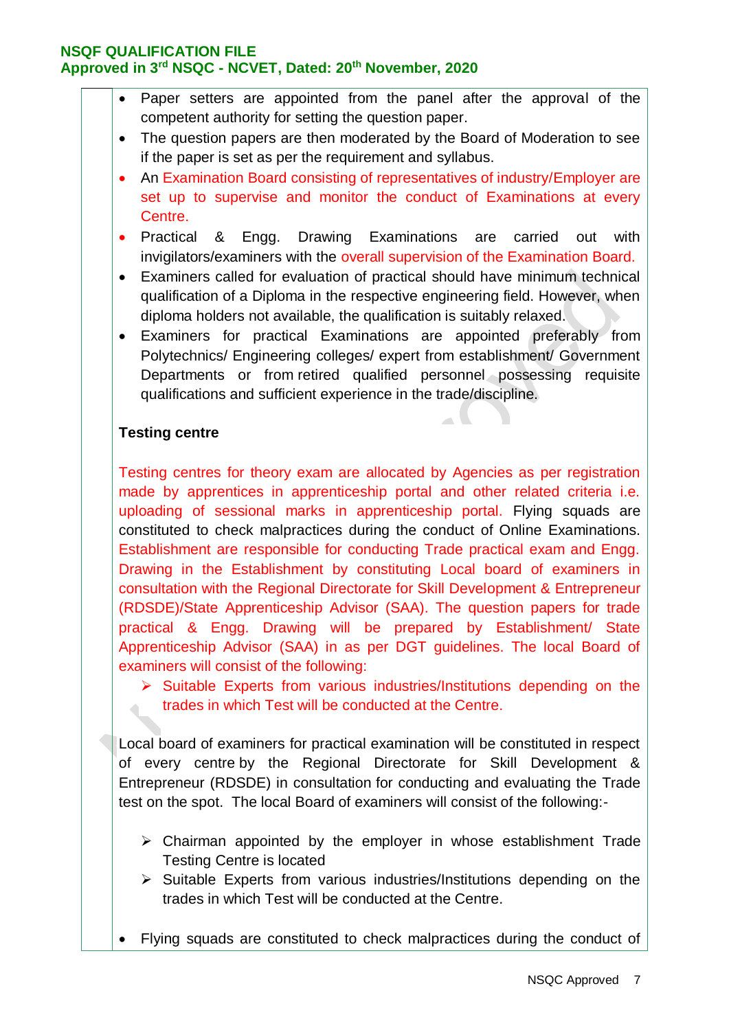- Paper setters are appointed from the panel after the approval of the competent authority for setting the question paper.
- The question papers are then moderated by the Board of Moderation to see if the paper is set as per the requirement and syllabus.
- An Examination Board consisting of representatives of industry/Employer are set up to supervise and monitor the conduct of Examinations at every Centre.
- Practical & Engg. Drawing Examinations are carried out with invigilators/examiners with the overall supervision of the Examination Board.
- Examiners called for evaluation of practical should have minimum technical qualification of a Diploma in the respective engineering field. However, when diploma holders not available, the qualification is suitably relaxed.
- Examiners for practical Examinations are appointed preferably from Polytechnics/ Engineering colleges/ expert from establishment/ Government Departments or from retired qualified personnel possessing requisite qualifications and sufficient experience in the trade/discipline.

**Testing centre**

Testing centres for theory exam are allocated by Agencies as per registration made by apprentices in apprenticeship portal and other related criteria i.e. uploading of sessional marks in apprenticeship portal. Flying squads are constituted to check malpractices during the conduct of Online Examinations. Establishment are responsible for conducting Trade practical exam and Engg. Drawing in the Establishment by constituting Local board of examiners in consultation with the Regional Directorate for Skill Development & Entrepreneur (RDSDE)/State Apprenticeship Advisor (SAA). The question papers for trade practical & Engg. Drawing will be prepared by Establishment/ State Apprenticeship Advisor (SAA) in as per DGT guidelines. The local Board of examiners will consist of the following:

- Suitable Experts from various industries/Institutions depending on the trades in which Test will be conducted at the Centre.

Local board of examiners for practical examination will be constituted in respect of every centre by the Regional Directorate for Skill Development & Entrepreneur (RDSDE) in consultation for conducting and evaluating the Trade test on the spot. The local Board of examiners will consist of the following:-

- Chairman appointed by the employer in whose establishment Trade Testing Centre is located
- Suitable Experts from various industries/Institutions depending on the trades in which Test will be conducted at the Centre.

- Flying squads are constituted to check malpractices during the conduct of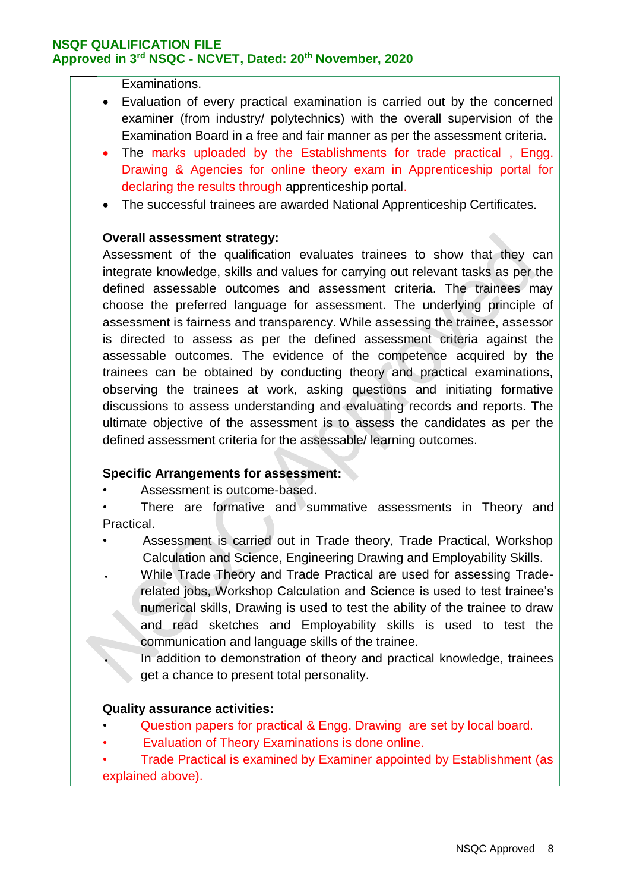Examinations.

- Evaluation of every practical examination is carried out by the concerned examiner (from industry/ polytechnics) with the overall supervision of the Examination Board in a free and fair manner as per the assessment criteria.
- The marks uploaded by the Establishments for trade practical , Engg. Drawing & Agencies for online theory exam in Apprenticeship portal for declaring the results through apprenticeship portal.
- The successful trainees are awarded National Apprenticeship Certificates.

**Overall assessment strategy:**

Assessment of the qualification evaluates trainees to show that they can integrate knowledge, skills and values for carrying out relevant tasks as per the defined assessable outcomes and assessment criteria. The trainees may choose the preferred language for assessment. The underlying principle of assessment is fairness and transparency. While assessing the trainee, assessor is directed to assess as per the defined assessment criteria against the assessable outcomes. The evidence of the competence acquired by the trainees can be obtained by conducting theory and practical examinations, observing the trainees at work, asking questions and initiating formative discussions to assess understanding and evaluating records and reports. The ultimate objective of the assessment is to assess the candidates as per the defined assessment criteria for the assessable/ learning outcomes.

**Specific Arrangements for assessment:**

- Assessment is outcome-based.
- There are formative and summative assessments in Theory and Practical.
- Assessment is carried out in Trade theory, Trade Practical, Workshop Calculation and Science, Engineering Drawing and Employability Skills.
- While Trade Theory and Trade Practical are used for assessing Trade-related jobs, Workshop Calculation and Science is used to test trainee's numerical skills, Drawing is used to test the ability of the trainee to draw and read sketches and Employability skills is used to test the communication and language skills of the trainee.
- In addition to demonstration of theory and practical knowledge, trainees get a chance to present total personality.

**Quality assurance activities:**

- Question papers for practical & Engg. Drawing are set by local board.
- Evaluation of Theory Examinations is done online.
- Trade Practical is examined by Examiner appointed by Establishment (as explained above).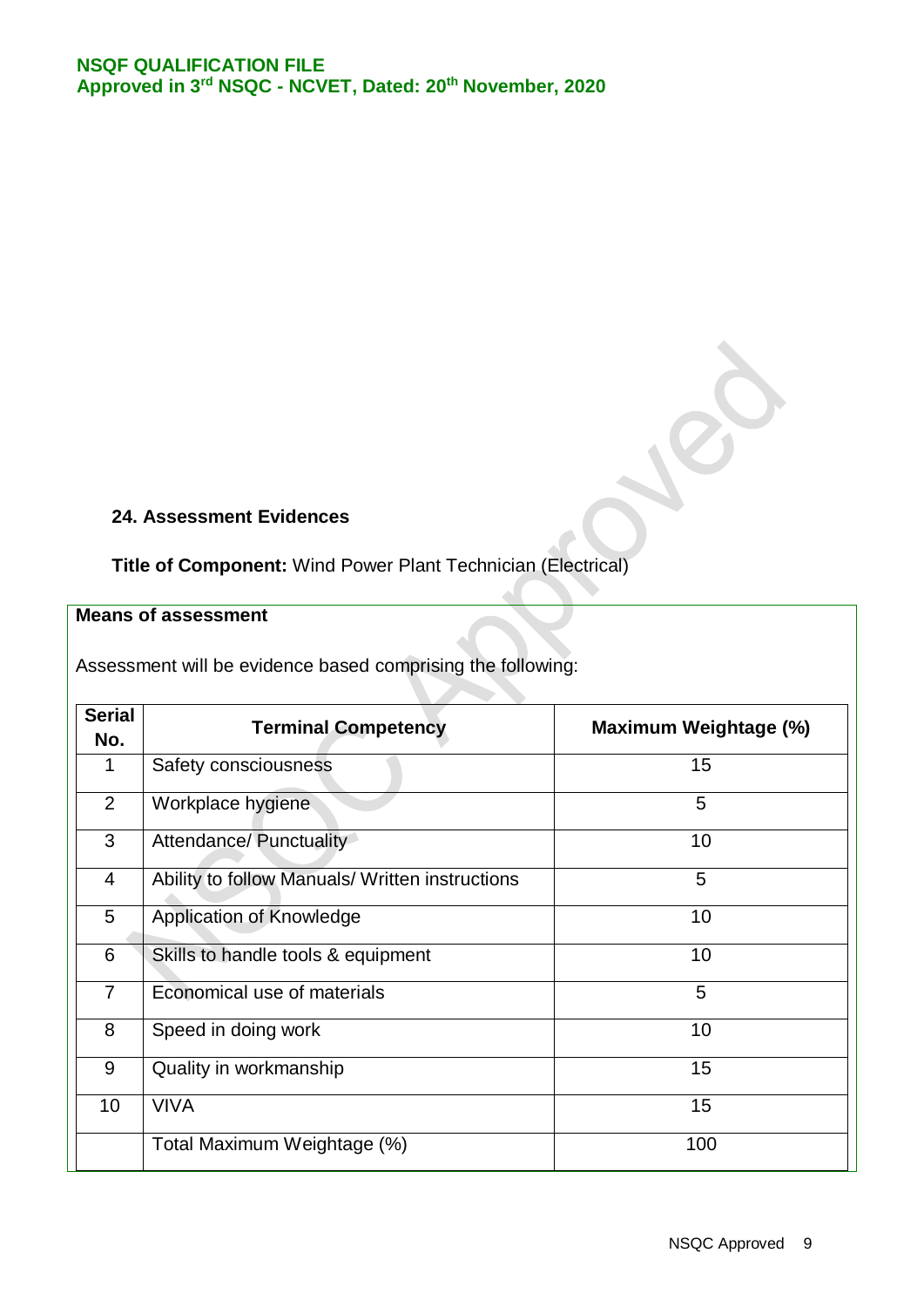## 24. Assessment Evidences

**Title of Component:** Wind Power Plant Technician (Electrical)

**Means of assessment**

Assessment will be evidence based comprising the following:

| Serial No. | Terminal Competency | Maximum Weightage (%) |
|---|---|---|
| 1 | Safety consciousness | 15 |
| 2 | Workplace hygiene | 5 |
| 3 | Attendance/ Punctuality | 10 |
| 4 | Ability to follow Manuals/ Written instructions | 5 |
| 5 | Application of Knowledge | 10 |
| 6 | Skills to handle tools & equipment | 10 |
| 7 | Economical use of materials | 5 |
| 8 | Speed in doing work | 10 |
| 9 | Quality in workmanship | 15 |
| 10 | VIVA | 15 |
| | Total Maximum Weightage (%) | 100 |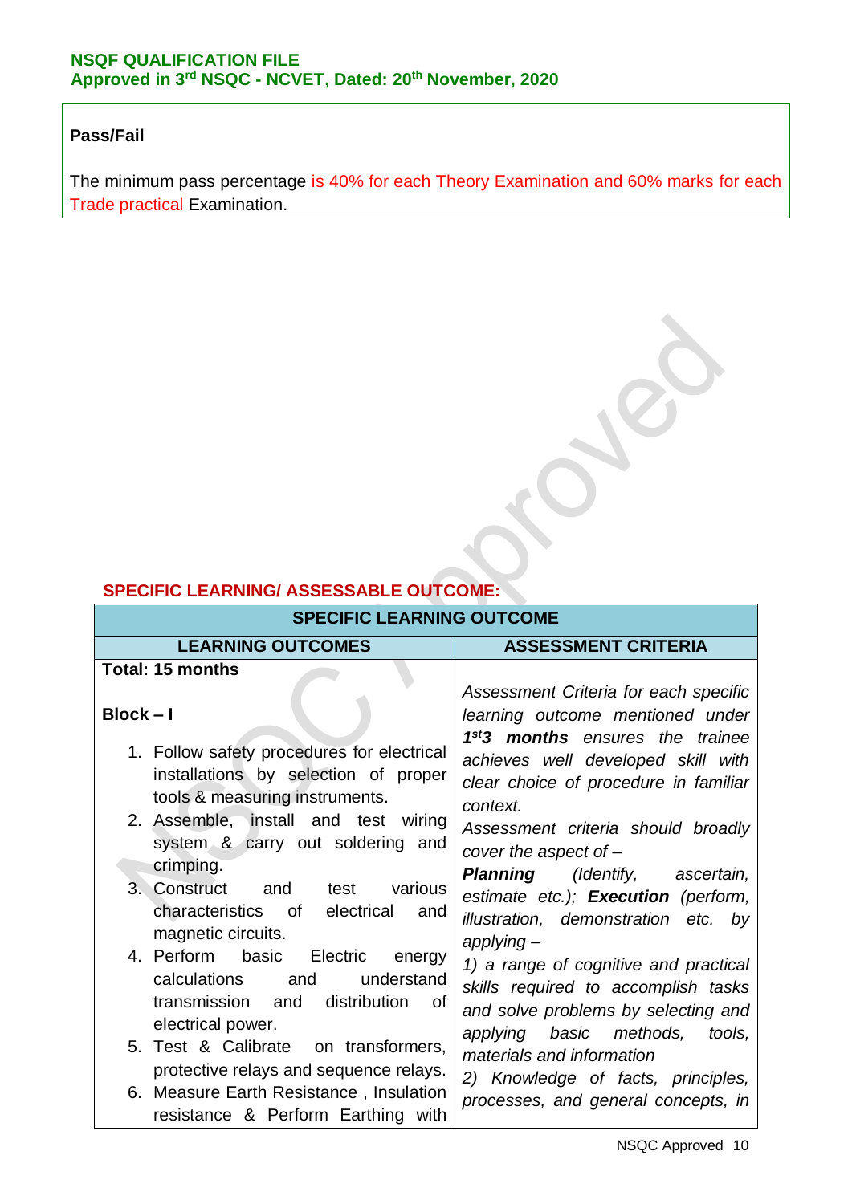**Pass/Fail**

The minimum pass percentage is 40% for each Theory Examination and 60% marks for each Trade practical Examination.

## SPECIFIC LEARNING/ ASSESSABLE OUTCOME:

| SPECIFIC LEARNING OUTCOME | |
|---|---|
| **LEARNING OUTCOMES** | **ASSESSMENT CRITERIA** |
| **Total: 15 months**<br><br>**Block – I**<br><br>1. Follow safety procedures for electrical installations by selection of proper tools & measuring instruments.<br>2. Assemble, install and test wiring system & carry out soldering and crimping.<br>3. Construct and test various characteristics of electrical and magnetic circuits.<br>4. Perform basic Electric energy calculations and understand transmission and distribution of electrical power.<br>5. Test & Calibrate on transformers, protective relays and sequence relays.<br>6. Measure Earth Resistance , Insulation resistance & Perform Earthing with | *Assessment Criteria for each specific learning outcome mentioned under **1st3 months** ensures the trainee achieves well developed skill with clear choice of procedure in familiar context.*<br>*Assessment criteria should broadly cover the aspect of –*<br>***Planning** (Identify, ascertain, estimate etc.); **Execution** (perform, illustration, demonstration etc. by applying –*<br>*1) a range of cognitive and practical skills required to accomplish tasks and solve problems by selecting and applying basic methods, tools, materials and information*<br>*2) Knowledge of facts, principles, processes, and general concepts, in* |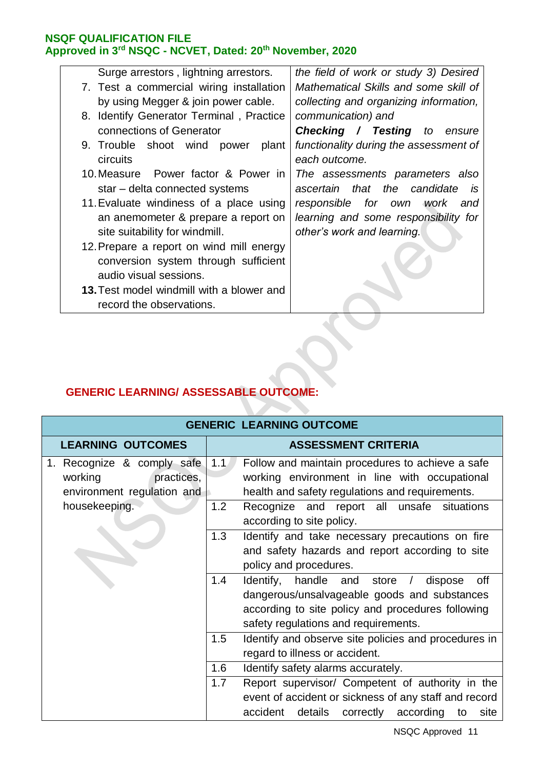| | |
|---|---|
| Surge arrestors , lightning arrestors.<br>7. Test a commercial wiring installation by using Megger & join power cable.<br>8. Identify Generator Terminal , Practice connections of Generator<br>9. Trouble shoot wind power plant circuits<br>10. Measure Power factor & Power in star – delta connected systems<br>11. Evaluate windiness of a place using an anemometer & prepare a report on site suitability for windmill.<br>12. Prepare a report on wind mill energy conversion system through sufficient audio visual sessions.<br>**13.** Test model windmill with a blower and record the observations. | *the field of work or study 3) Desired Mathematical Skills and some skill of collecting and organizing information, communication) and* ***Checking / Testing*** *to ensure functionality during the assessment of each outcome.*<br>*The assessments parameters also ascertain that the candidate is responsible for own work and learning and some responsibility for other's work and learning.* |

## GENERIC LEARNING/ ASSESSABLE OUTCOME:

| GENERIC LEARNING OUTCOME | | |
|---|---|---|
| **LEARNING OUTCOMES** | **ASSESSMENT CRITERIA** | |
| 1. Recognize & comply safe working practices, environment regulation and housekeeping. | 1.1 | Follow and maintain procedures to achieve a safe working environment in line with occupational health and safety regulations and requirements. |
| | 1.2 | Recognize and report all unsafe situations according to site policy. |
| | 1.3 | Identify and take necessary precautions on fire and safety hazards and report according to site policy and procedures. |
| | 1.4 | Identify, handle and store / dispose off dangerous/unsalvageable goods and substances according to site policy and procedures following safety regulations and requirements. |
| | 1.5 | Identify and observe site policies and procedures in regard to illness or accident. |
| | 1.6 | Identify safety alarms accurately. |
| | 1.7 | Report supervisor/ Competent of authority in the event of accident or sickness of any staff and record accident details correctly according to site |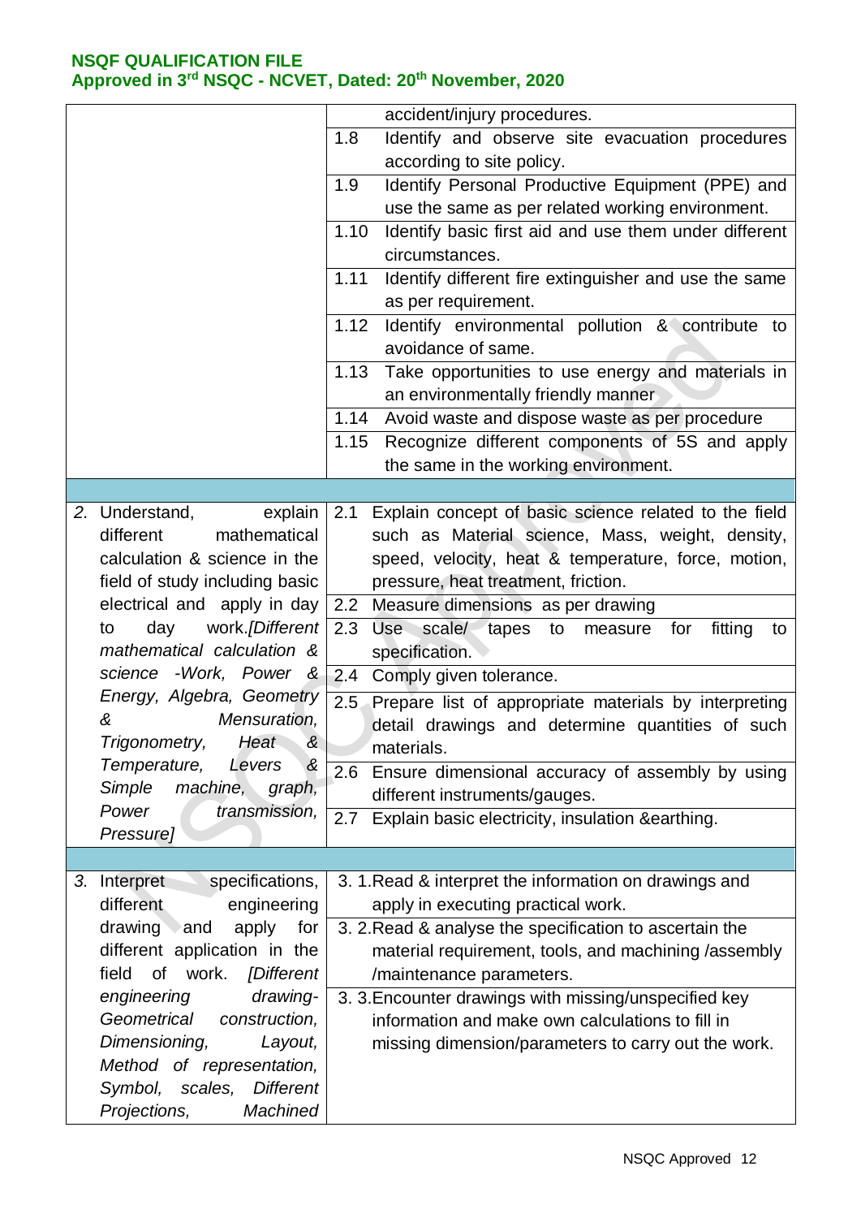| | |
|---|---|
| | accident/injury procedures. |
| | 1.8 Identify and observe site evacuation procedures according to site policy. |
| | 1.9 Identify Personal Productive Equipment (PPE) and use the same as per related working environment. |
| | 1.10 Identify basic first aid and use them under different circumstances. |
| | 1.11 Identify different fire extinguisher and use the same as per requirement. |
| | 1.12 Identify environmental pollution & contribute to avoidance of same. |
| | 1.13 Take opportunities to use energy and materials in an environmentally friendly manner |
| | 1.14 Avoid waste and dispose waste as per procedure |
| | 1.15 Recognize different components of 5S and apply the same in the working environment. |
| | |
| 2. Understand, explain different mathematical calculation & science in the field of study including basic electrical and apply in day to day work.*[Different mathematical calculation & science -Work, Power & Energy, Algebra, Geometry & Mensuration, Trigonometry, Heat & Temperature, Levers & Simple machine, graph, Power transmission, Pressure]* | 2.1 Explain concept of basic science related to the field such as Material science, Mass, weight, density, speed, velocity, heat & temperature, force, motion, pressure, heat treatment, friction. |
| | 2.2 Measure dimensions as per drawing |
| | 2.3 Use scale/ tapes to measure for fitting to specification. |
| | 2.4 Comply given tolerance. |
| | 2.5 Prepare list of appropriate materials by interpreting detail drawings and determine quantities of such materials. |
| | 2.6 Ensure dimensional accuracy of assembly by using different instruments/gauges. |
| | 2.7 Explain basic electricity, insulation &earthing. |
| | |
| 3. Interpret specifications, different engineering drawing and apply for different application in the field of work. *[Different engineering drawing- Geometrical construction, Dimensioning, Layout, Method of representation, Symbol, scales, Different Projections, Machined* | 3. 1.Read & interpret the information on drawings and apply in executing practical work. |
| | 3. 2.Read & analyse the specification to ascertain the material requirement, tools, and machining /assembly /maintenance parameters. |
| | 3. 3.Encounter drawings with missing/unspecified key information and make own calculations to fill in missing dimension/parameters to carry out the work. |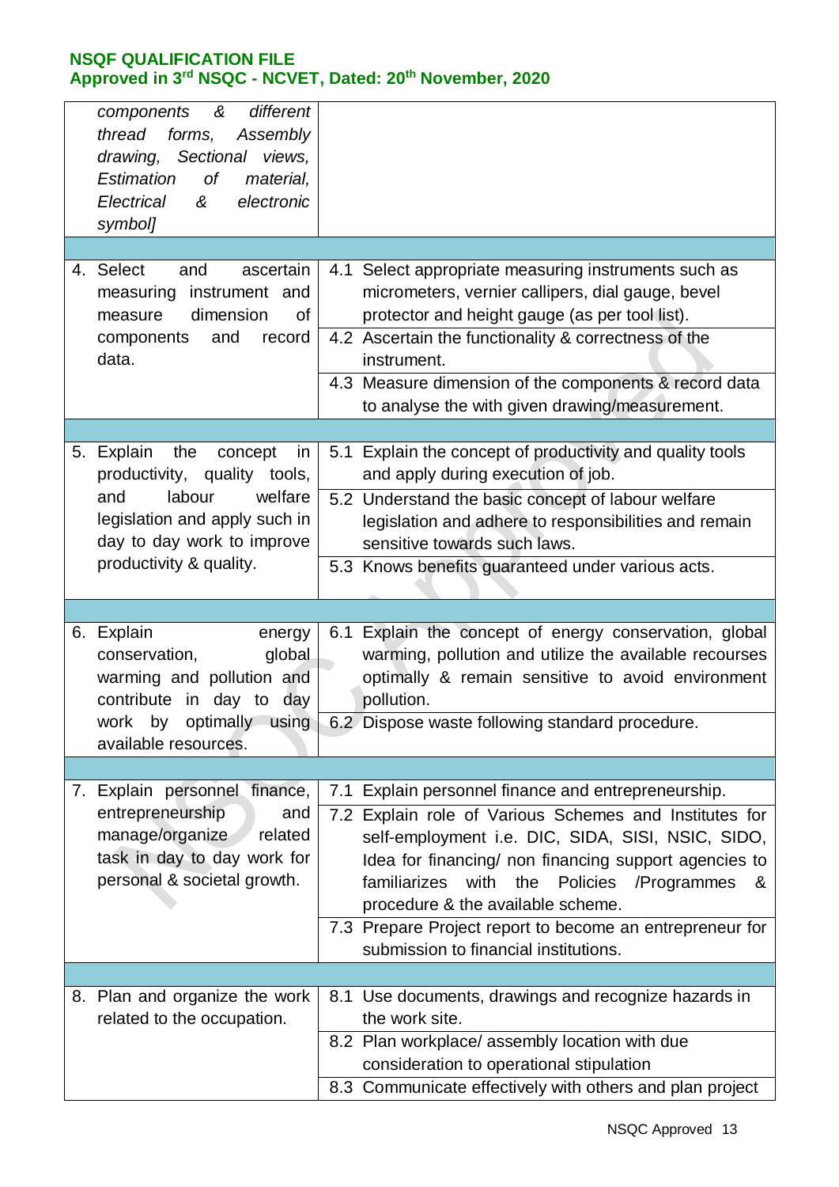| | |
|---|---|
| *components & different thread forms, Assembly drawing, Sectional views, Estimation of material, Electrical & electronic symbol]* | |
| | |
| 4. Select and ascertain measuring instrument and measure dimension of components and record data. | 4.1 Select appropriate measuring instruments such as micrometers, vernier callipers, dial gauge, bevel protector and height gauge (as per tool list). |
| | 4.2 Ascertain the functionality & correctness of the instrument. |
| | 4.3 Measure dimension of the components & record data to analyse the with given drawing/measurement. |
| | |
| 5. Explain the concept in productivity, quality tools, and labour welfare legislation and apply such in day to day work to improve productivity & quality. | 5.1 Explain the concept of productivity and quality tools and apply during execution of job. |
| | 5.2 Understand the basic concept of labour welfare legislation and adhere to responsibilities and remain sensitive towards such laws. |
| | 5.3 Knows benefits guaranteed under various acts. |
| | |
| 6. Explain energy conservation, global warming and pollution and contribute in day to day work by optimally using available resources. | 6.1 Explain the concept of energy conservation, global warming, pollution and utilize the available recourses optimally & remain sensitive to avoid environment pollution. |
| | 6.2 Dispose waste following standard procedure. |
| | |
| 7. Explain personnel finance, entrepreneurship and manage/organize related task in day to day work for personal & societal growth. | 7.1 Explain personnel finance and entrepreneurship. |
| | 7.2 Explain role of Various Schemes and Institutes for self-employment i.e. DIC, SIDA, SISI, NSIC, SIDO, Idea for financing/ non financing support agencies to familiarizes with the Policies /Programmes & procedure & the available scheme. |
| | 7.3 Prepare Project report to become an entrepreneur for submission to financial institutions. |
| | |
| 8. Plan and organize the work related to the occupation. | 8.1 Use documents, drawings and recognize hazards in the work site. |
| | 8.2 Plan workplace/ assembly location with due consideration to operational stipulation |
| | 8.3 Communicate effectively with others and plan project |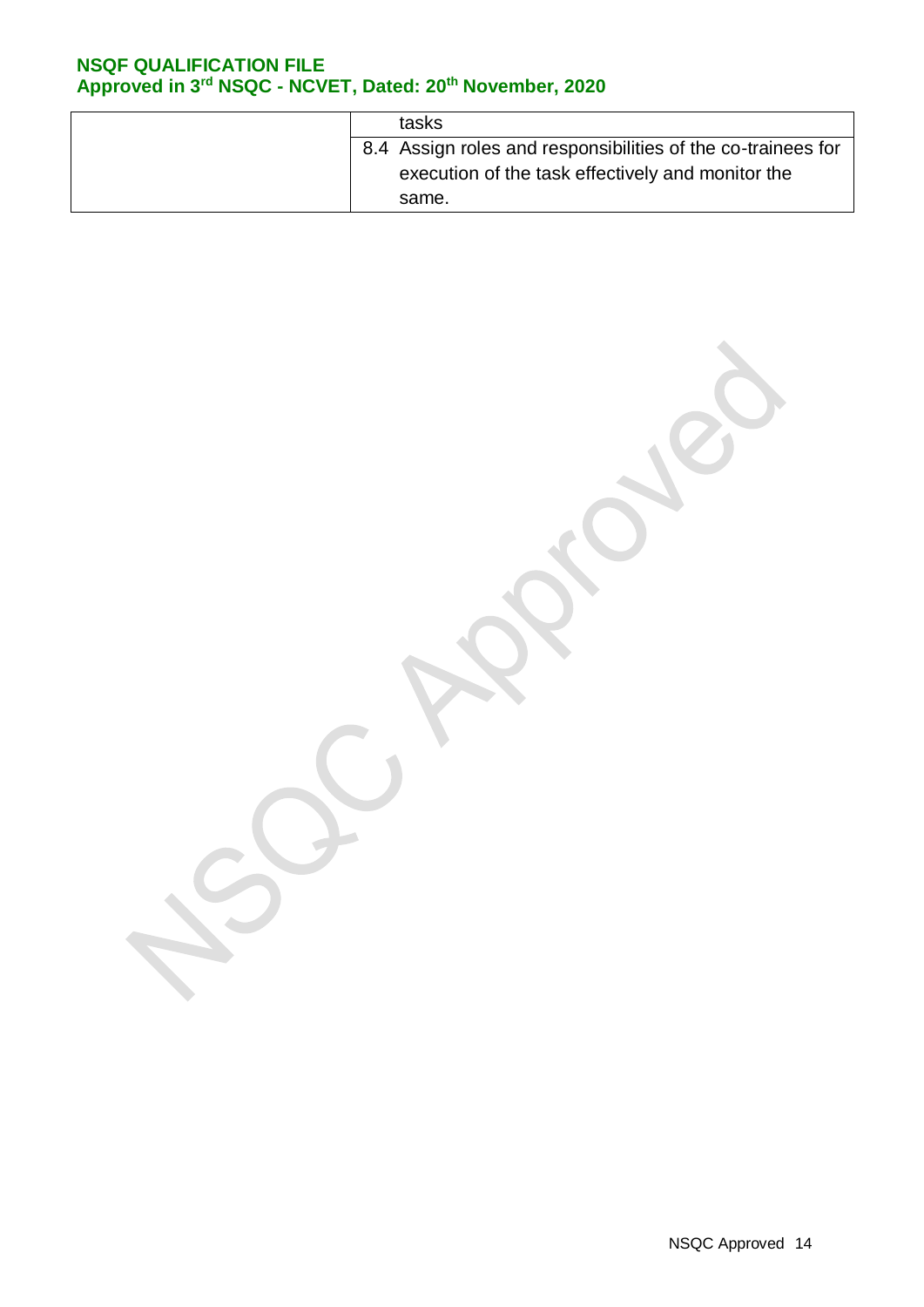| | |
|---|---|
| | tasks |
| | 8.4 Assign roles and responsibilities of the co-trainees for execution of the task effectively and monitor the same. |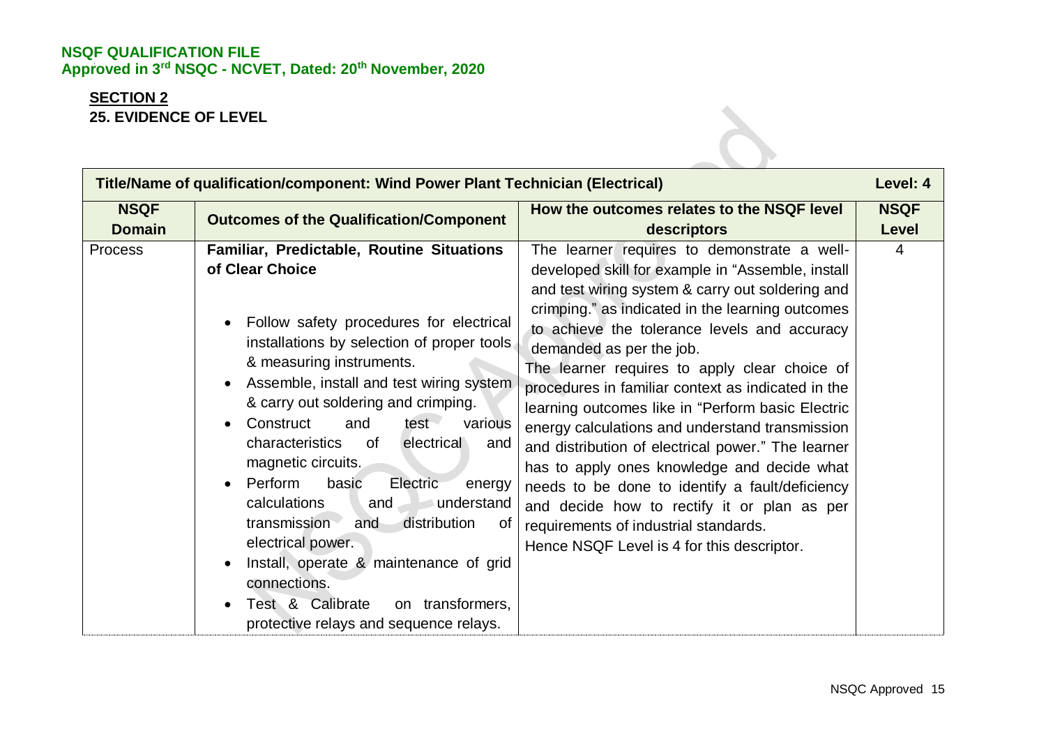**NSQF QUALIFICATION FILE**
**Approved in 3rd NSQC - NCVET, Dated: 20th November, 2020**

## SECTION 2

### 25. EVIDENCE OF LEVEL

| Title/Name of qualification/component: Wind Power Plant Technician (Electrical) | | | Level: 4 |
|---|---|---|---|
| **NSQF Domain** | **Outcomes of the Qualification/Component** | **How the outcomes relates to the NSQF level descriptors** | **NSQF Level** |
| Process | **Familiar, Predictable, Routine Situations of Clear Choice**<br>• Follow safety procedures for electrical installations by selection of proper tools & measuring instruments.<br>• Assemble, install and test wiring system & carry out soldering and crimping.<br>• Construct and test various characteristics of electrical and magnetic circuits.<br>• Perform basic Electric energy calculations and understand transmission and distribution of electrical power.<br>• Install, operate & maintenance of grid connections.<br>• Test & Calibrate on transformers, protective relays and sequence relays. | The learner requires to demonstrate a well-developed skill for example in "Assemble, install and test wiring system & carry out soldering and crimping." as indicated in the learning outcomes to achieve the tolerance levels and accuracy demanded as per the job.<br>The learner requires to apply clear choice of procedures in familiar context as indicated in the learning outcomes like in "Perform basic Electric energy calculations and understand transmission and distribution of electrical power." The learner has to apply ones knowledge and decide what needs to be done to identify a fault/deficiency and decide how to rectify it or plan as per requirements of industrial standards.<br>Hence NSQF Level is 4 for this descriptor. | 4 |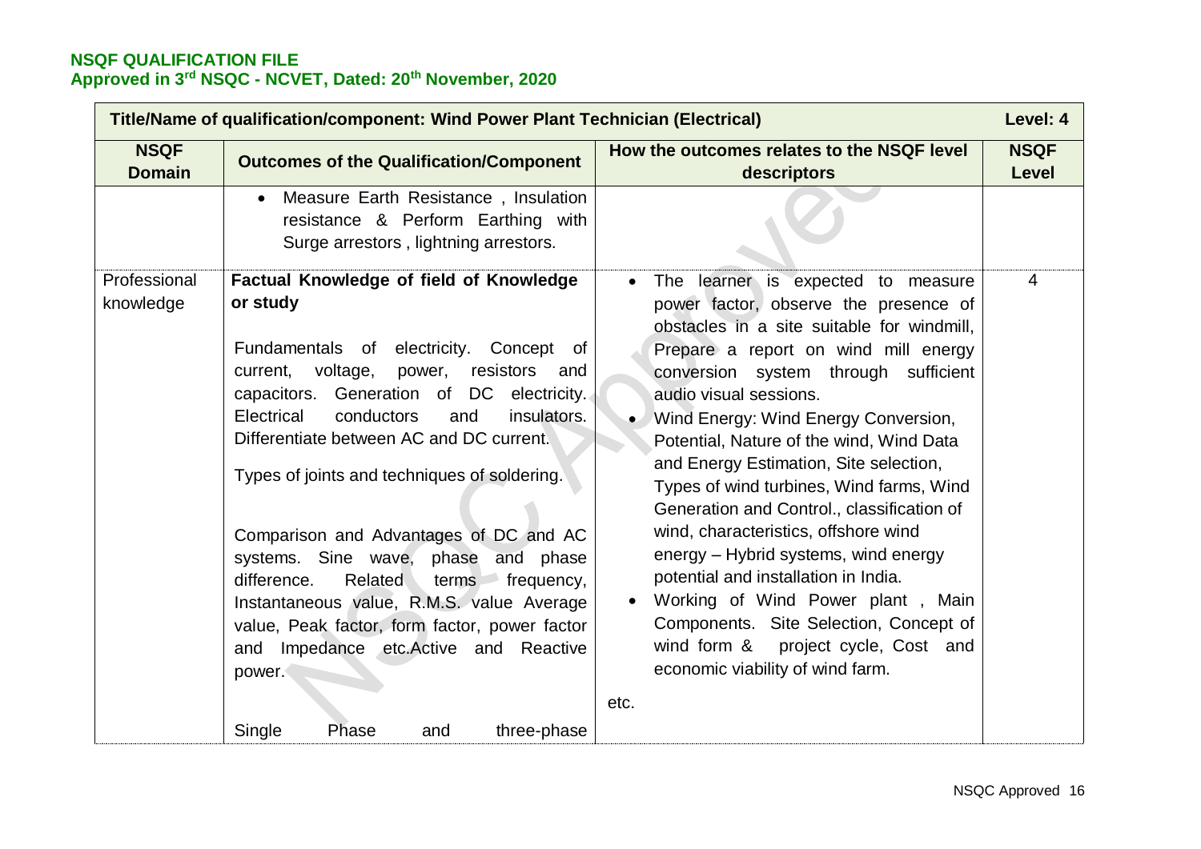**NSQF QUALIFICATION FILE**
**Approved in 3rd NSQC - NCVET, Dated: 20th November, 2020**

| **Title/Name of qualification/component: Wind Power Plant Technician (Electrical)** | | | **Level: 4** |
|---|---|---|---|
| **NSQF Domain** | **Outcomes of the Qualification/Component** | **How the outcomes relates to the NSQF level descriptors** | **NSQF Level** |
| | • Measure Earth Resistance , Insulation resistance & Perform Earthing with Surge arrestors , lightning arrestors. | | |
| Professional knowledge | **Factual Knowledge of field of Knowledge or study**<br><br>Fundamentals of electricity. Concept of current, voltage, power, resistors and capacitors. Generation of DC electricity. Electrical conductors and insulators. Differentiate between AC and DC current.<br><br>Types of joints and techniques of soldering.<br><br>Comparison and Advantages of DC and AC systems. Sine wave, phase and phase difference. Related terms frequency, Instantaneous value, R.M.S. value Average value, Peak factor, form factor, power factor and Impedance etc.Active and Reactive power.<br><br>Single Phase and three-phase | • The learner is expected to measure power factor, observe the presence of obstacles in a site suitable for windmill, Prepare a report on wind mill energy conversion system through sufficient audio visual sessions.<br>• Wind Energy: Wind Energy Conversion, Potential, Nature of the wind, Wind Data and Energy Estimation, Site selection, Types of wind turbines, Wind farms, Wind Generation and Control., classification of wind, characteristics, offshore wind energy – Hybrid systems, wind energy potential and installation in India.<br>• Working of Wind Power plant , Main Components. Site Selection, Concept of wind form & project cycle, Cost and economic viability of wind farm.<br><br>etc. | 4 |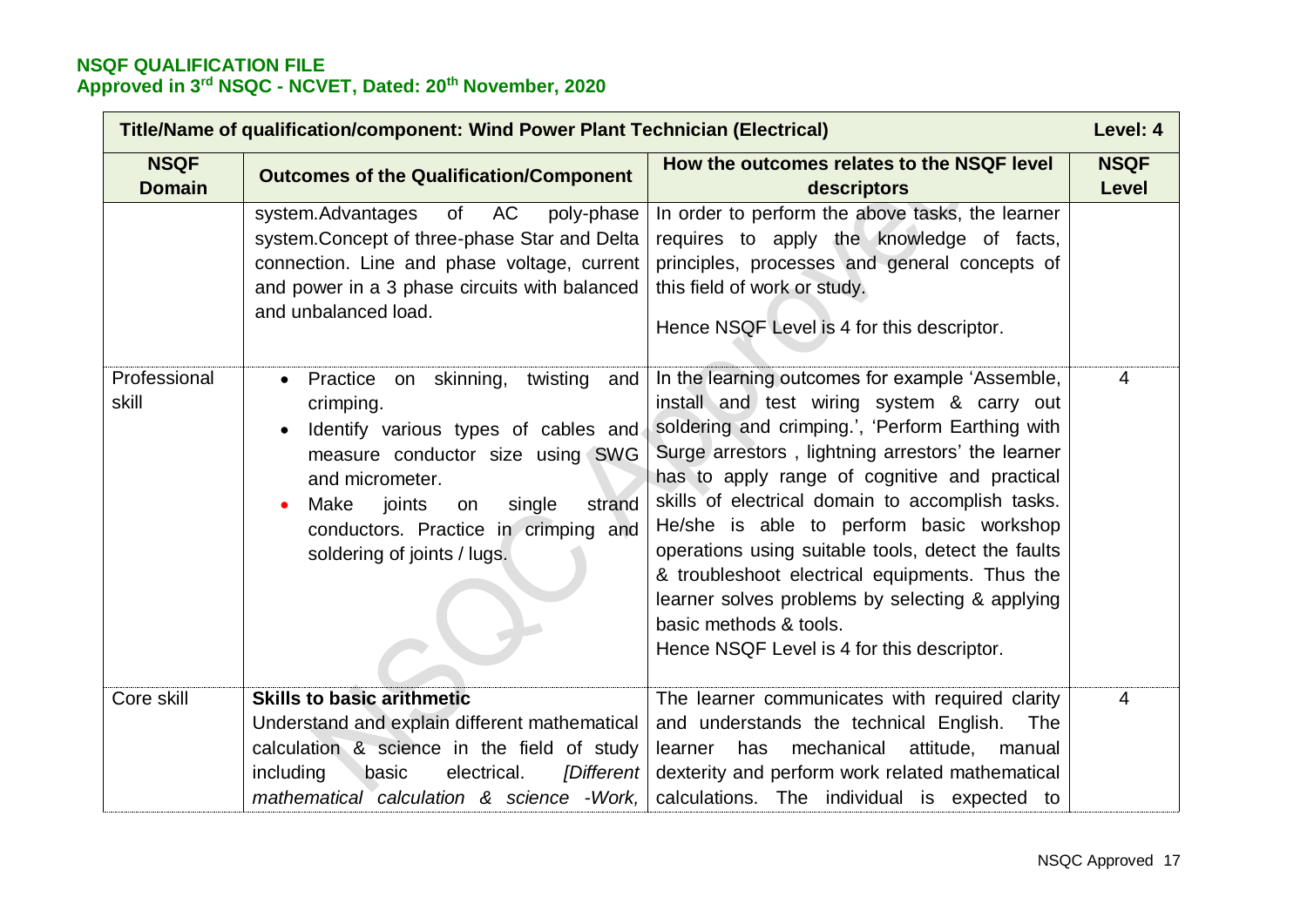**NSQF QUALIFICATION FILE**
**Approved in 3rd NSQC - NCVET, Dated: 20th November, 2020**

| **Title/Name of qualification/component: Wind Power Plant Technician (Electrical)** | | | **Level: 4** |
|---|---|---|---|
| **NSQF Domain** | **Outcomes of the Qualification/Component** | **How the outcomes relates to the NSQF level descriptors** | **NSQF Level** |
| | system.Advantages of AC poly-phase system.Concept of three-phase Star and Delta connection. Line and phase voltage, current and power in a 3 phase circuits with balanced and unbalanced load. | In order to perform the above tasks, the learner requires to apply the knowledge of facts, principles, processes and general concepts of this field of work or study.<br><br>Hence NSQF Level is 4 for this descriptor. | |
| Professional skill | • Practice on skinning, twisting and crimping.<br>• Identify various types of cables and measure conductor size using SWG and micrometer.<br>• Make joints on single strand conductors. Practice in crimping and soldering of joints / lugs. | In the learning outcomes for example 'Assemble, install and test wiring system & carry out soldering and crimping.', 'Perform Earthing with Surge arrestors , lightning arrestors' the learner has to apply range of cognitive and practical skills of electrical domain to accomplish tasks. He/she is able to perform basic workshop operations using suitable tools, detect the faults & troubleshoot electrical equipments. Thus the learner solves problems by selecting & applying basic methods & tools.<br>Hence NSQF Level is 4 for this descriptor. | 4 |
| Core skill | **Skills to basic arithmetic**<br>Understand and explain different mathematical calculation & science in the field of study including basic electrical. *[Different mathematical calculation & science -Work,* | The learner communicates with required clarity and understands the technical English. The learner has mechanical attitude, manual dexterity and perform work related mathematical calculations. The individual is expected to | 4 |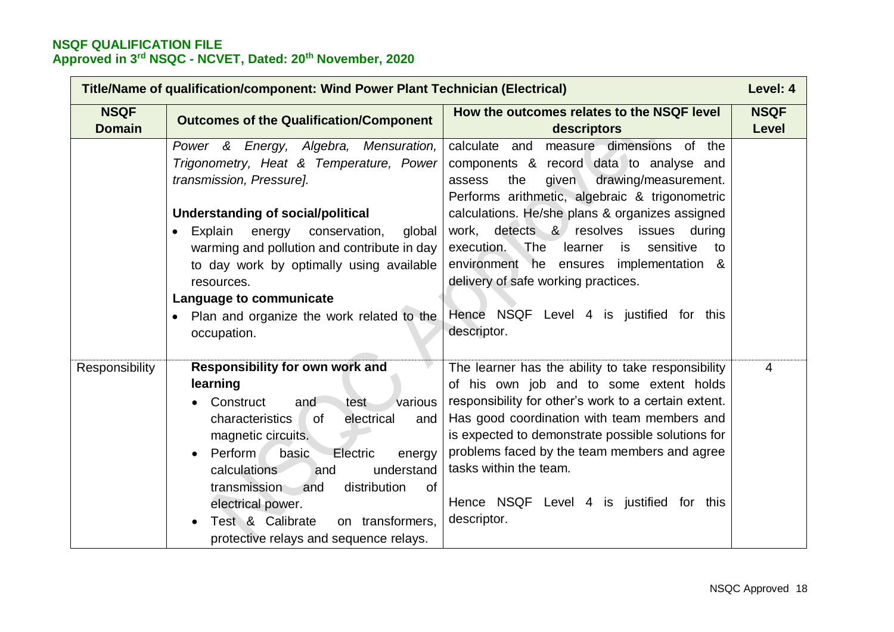**NSQF QUALIFICATION FILE**
**Approved in 3rd NSQC - NCVET, Dated: 20th November, 2020**

| **Title/Name of qualification/component: Wind Power Plant Technician (Electrical)** | | | **Level: 4** |
|---|---|---|---|
| **NSQF Domain** | **Outcomes of the Qualification/Component** | **How the outcomes relates to the NSQF level descriptors** | **NSQF Level** |
| | *Power & Energy, Algebra, Mensuration, Trigonometry, Heat & Temperature, Power transmission, Pressure].* <br><br> **Understanding of social/political** <br> • Explain energy conservation, global warming and pollution and contribute in day to day work by optimally using available resources. <br> **Language to communicate** <br> • Plan and organize the work related to the occupation. | calculate and measure dimensions of the components & record data to analyse and assess the given drawing/measurement. Performs arithmetic, algebraic & trigonometric calculations. He/she plans & organizes assigned work, detects & resolves issues during execution. The learner is sensitive to environment he ensures implementation & delivery of safe working practices. <br><br> Hence NSQF Level 4 is justified for this descriptor. | |
| Responsibility | **Responsibility for own work and learning** <br> • Construct and test various characteristics of electrical and magnetic circuits. <br> • Perform basic Electric energy calculations and understand transmission and distribution of electrical power. <br> • Test & Calibrate on transformers, protective relays and sequence relays. | The learner has the ability to take responsibility of his own job and to some extent holds responsibility for other's work to a certain extent. Has good coordination with team members and is expected to demonstrate possible solutions for problems faced by the team members and agree tasks within the team. <br><br> Hence NSQF Level 4 is justified for this descriptor. | 4 |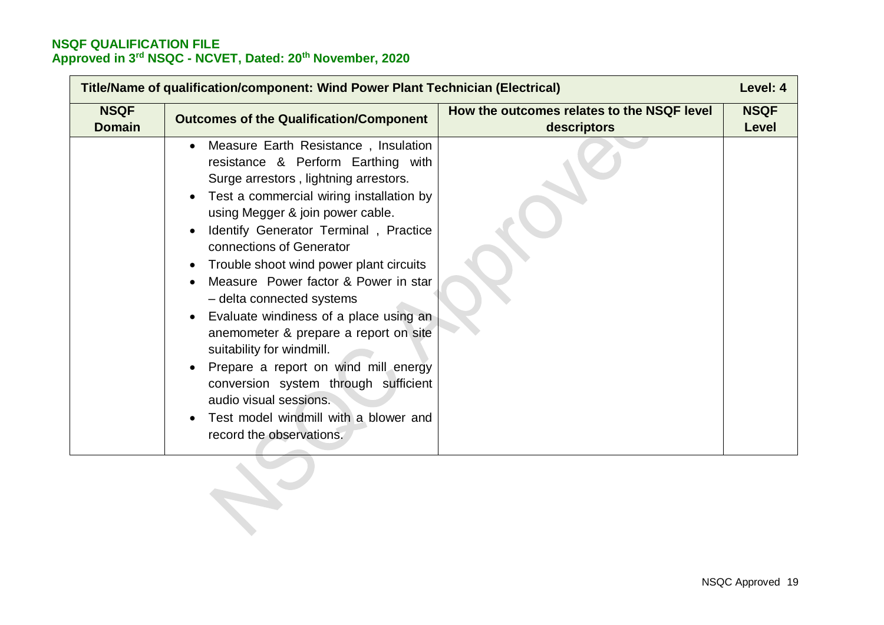**NSQF QUALIFICATION FILE**
**Approved in 3rd NSQC - NCVET, Dated: 20th November, 2020**

| Title/Name of qualification/component: Wind Power Plant Technician (Electrical) | | | Level: 4 |
|---|---|---|---|
| **NSQF Domain** | **Outcomes of the Qualification/Component** | **How the outcomes relates to the NSQF level descriptors** | **NSQF Level** |
| | • Measure Earth Resistance , Insulation resistance & Perform Earthing with Surge arrestors , lightning arrestors.<br>• Test a commercial wiring installation by using Megger & join power cable.<br>• Identify Generator Terminal , Practice connections of Generator<br>• Trouble shoot wind power plant circuits<br>• Measure Power factor & Power in star – delta connected systems<br>• Evaluate windiness of a place using an anemometer & prepare a report on site suitability for windmill.<br>• Prepare a report on wind mill energy conversion system through sufficient audio visual sessions.<br>• Test model windmill with a blower and record the observations. | | |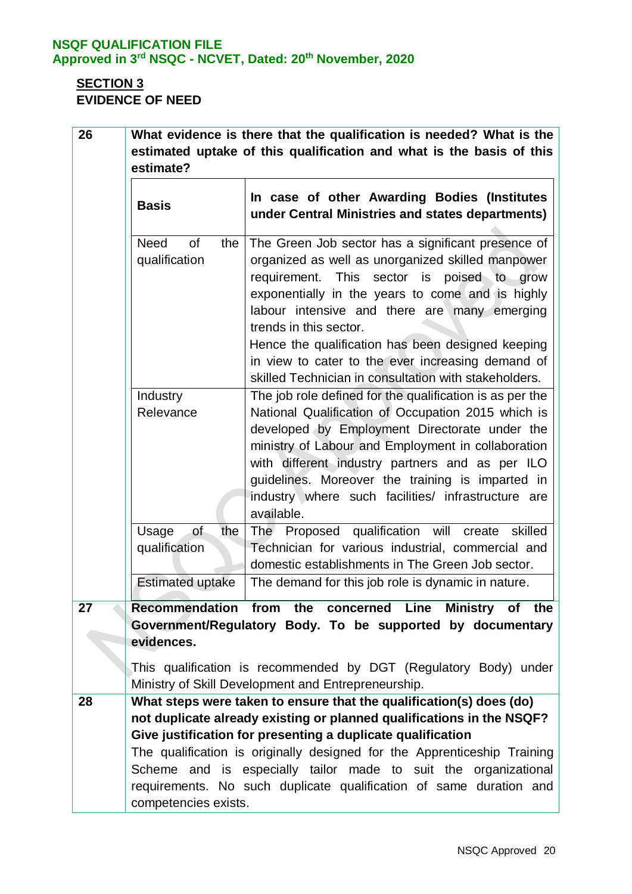## SECTION 3

### EVIDENCE OF NEED

| | |
|---|---|
| **26** | **What evidence is there that the qualification is needed? What is the estimated uptake of this qualification and what is the basis of this estimate?** |

| **Basis** | **In case of other Awarding Bodies (Institutes under Central Ministries and states departments)** |
|---|---|
| Need of the qualification | The Green Job sector has a significant presence of organized as well as unorganized skilled manpower requirement. This sector is poised to grow exponentially in the years to come and is highly labour intensive and there are many emerging trends in this sector.<br>Hence the qualification has been designed keeping in view to cater to the ever increasing demand of skilled Technician in consultation with stakeholders. |
| Industry Relevance | The job role defined for the qualification is as per the National Qualification of Occupation 2015 which is developed by Employment Directorate under the ministry of Labour and Employment in collaboration with different industry partners and as per ILO guidelines. Moreover the training is imparted in industry where such facilities/ infrastructure are available. |
| Usage of the qualification | The Proposed qualification will create skilled Technician for various industrial, commercial and domestic establishments in The Green Job sector. |
| Estimated uptake | The demand for this job role is dynamic in nature. |

| | |
|---|---|
| **27** | **Recommendation from the concerned Line Ministry of the Government/Regulatory Body. To be supported by documentary evidences.**<br><br>This qualification is recommended by DGT (Regulatory Body) under Ministry of Skill Development and Entrepreneurship. |
| **28** | **What steps were taken to ensure that the qualification(s) does (do) not duplicate already existing or planned qualifications in the NSQF? Give justification for presenting a duplicate qualification**<br>The qualification is originally designed for the Apprenticeship Training Scheme and is especially tailor made to suit the organizational requirements. No such duplicate qualification of same duration and competencies exists. |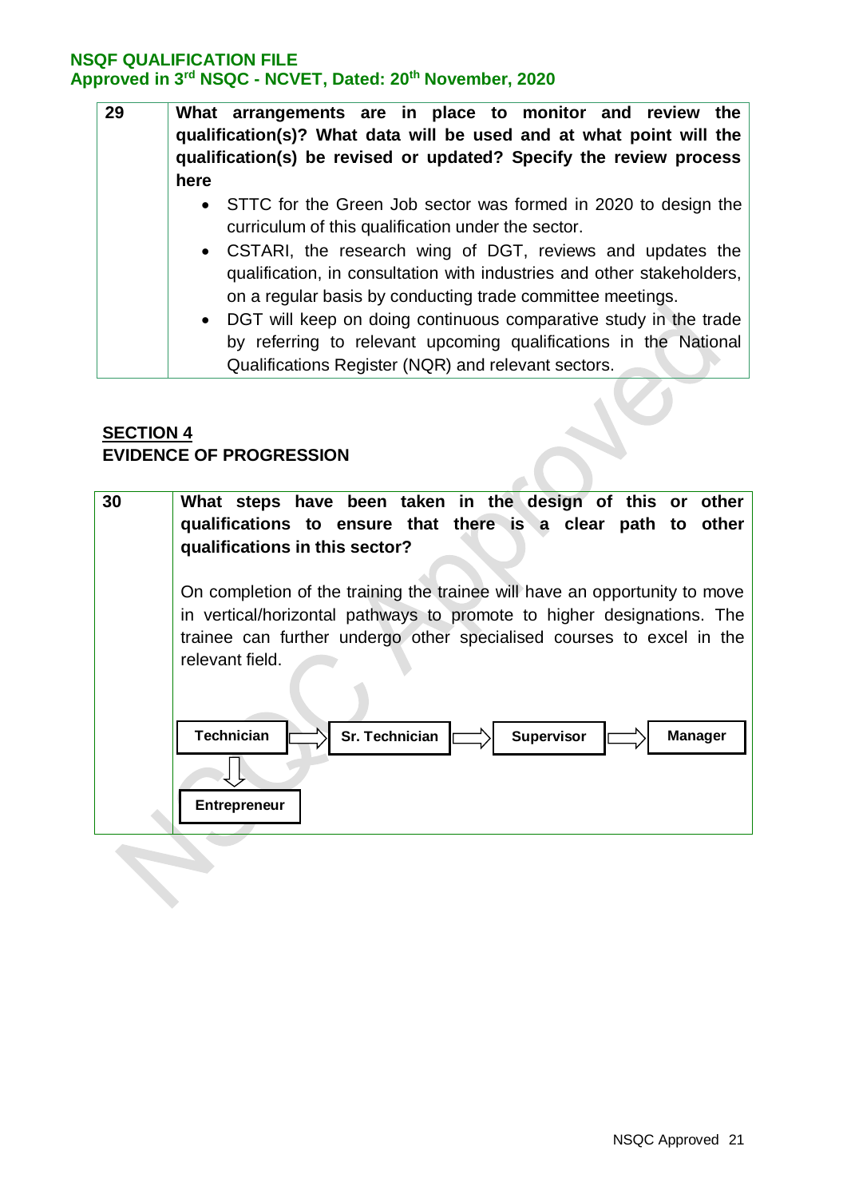| | |
|---|---|
| 29 | **What arrangements are in place to monitor and review the qualification(s)? What data will be used and at what point will the qualification(s) be revised or updated? Specify the review process here**<br>• STTC for the Green Job sector was formed in 2020 to design the curriculum of this qualification under the sector.<br>• CSTARI, the research wing of DGT, reviews and updates the qualification, in consultation with industries and other stakeholders, on a regular basis by conducting trade committee meetings.<br>• DGT will keep on doing continuous comparative study in the trade by referring to relevant upcoming qualifications in the National Qualifications Register (NQR) and relevant sectors. |

## SECTION 4

## EVIDENCE OF PROGRESSION

| | |
|---|---|
| 30 | **What steps have been taken in the design of this or other qualifications to ensure that there is a clear path to other qualifications in this sector?**<br><br>On completion of the training the trainee will have an opportunity to move in vertical/horizontal pathways to promote to higher designations. The trainee can further undergo other specialised courses to excel in the relevant field.<br><br>**Technician** ⇒ **Sr. Technician** ⇒ **Supervisor** ⇒ **Manager**<br>**Technician** ⇓ **Entrepreneur** |